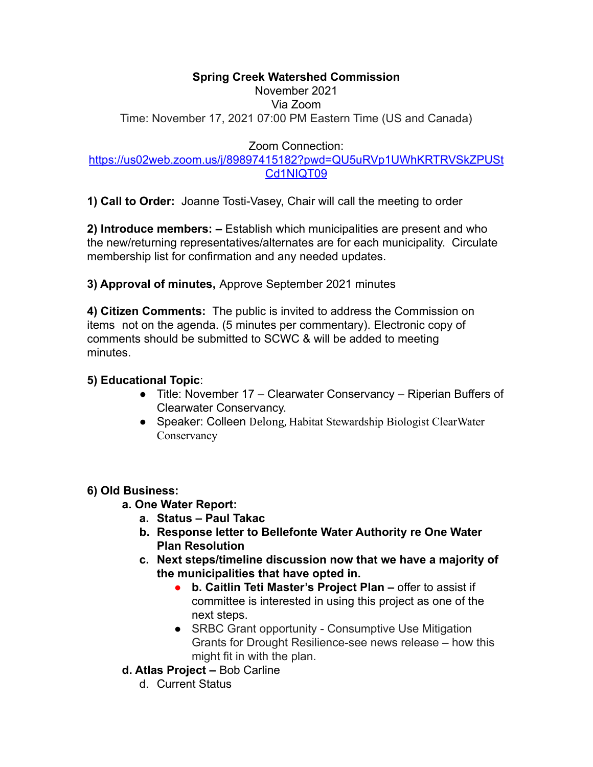**Spring Creek Watershed Commission**

November 2021

Via Zoom

Time: November 17, 2021 07:00 PM Eastern Time (US and Canada)

Zoom Connection:

https://us02web.zoom.us/j/89897415182?pwd=QU5uRVp1UWhKRTRVSkZPUStCd1NlQT09

**1) Call to Order:** Joanne Tosti-Vasey, Chair will call the meeting to order

**2) Introduce members: –** Establish which municipalities are present and who the new/returning representatives/alternates are for each municipality. Circulate membership list for confirmation and any needed updates.

**3) Approval of minutes,** Approve September 2021 minutes

**4) Citizen Comments:** The public is invited to address the Commission on items not on the agenda. (5 minutes per commentary). Electronic copy of comments should be submitted to SCWC & will be added to meeting minutes.

**5) Educational Topic**:

- Title: November 17 – Clearwater Conservancy – Riperian Buffers of Clearwater Conservancy.
- Speaker: Colleen Delong, Habitat Stewardship Biologist ClearWater Conservancy

**6) Old Business:**

**a. One Water Report:**

a. **Status – Paul Takac**
b. **Response letter to Bellefonte Water Authority re One Water Plan Resolution**
c. **Next steps/timeline discussion now that we have a majority of the municipalities that have opted in.**
    - **b. Caitlin Teti Master's Project Plan –** offer to assist if committee is interested in using this project as one of the next steps.
    - SRBC Grant opportunity - Consumptive Use Mitigation Grants for Drought Resilience-see news release – how this might fit in with the plan.

**d. Atlas Project –** Bob Carline

d. Current Status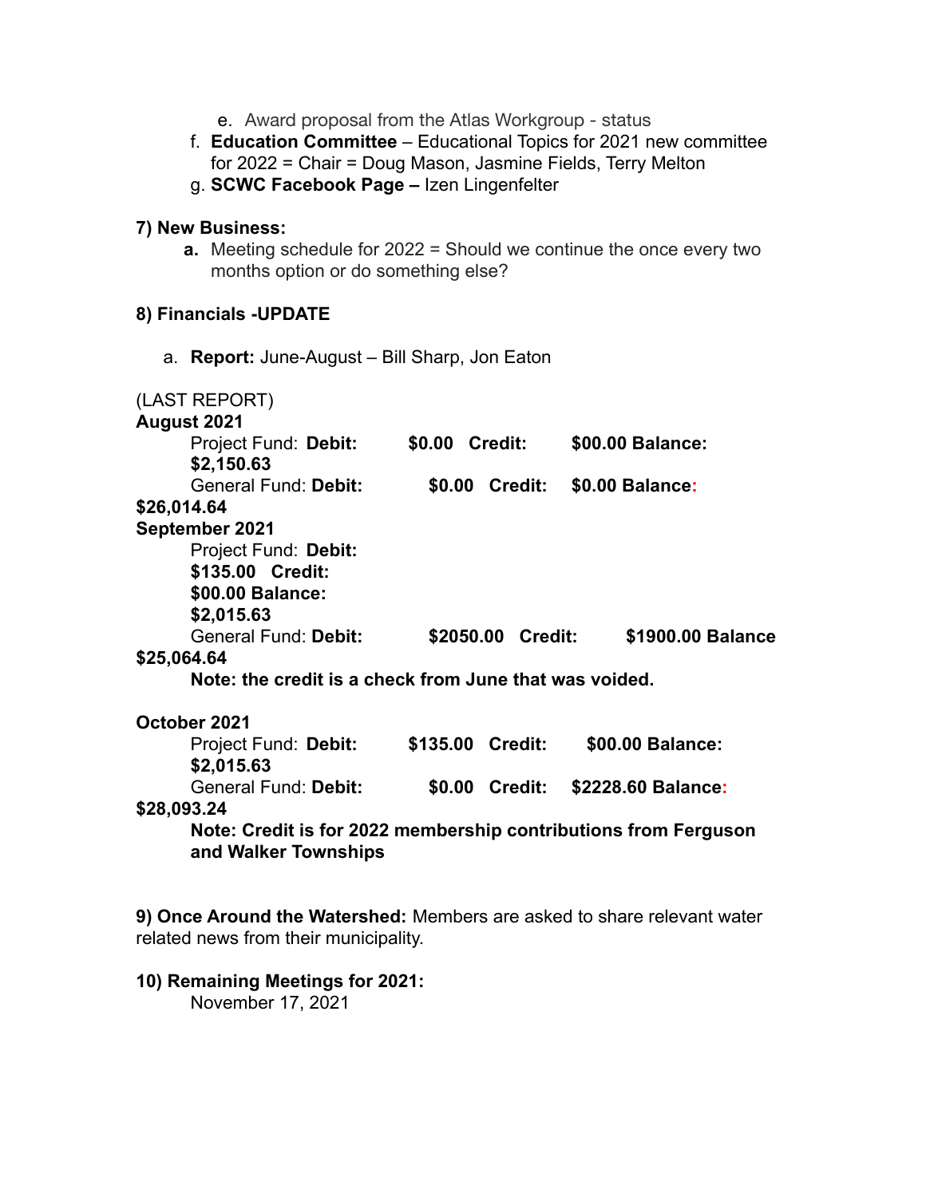e. Award proposal from the Atlas Workgroup - status

f. **Education Committee** – Educational Topics for 2021 new committee for 2022 = Chair = Doug Mason, Jasmine Fields, Terry Melton

g. **SCWC Facebook Page –** Izen Lingenfelter

**7) New Business:**

**a.** Meeting schedule for 2022 = Should we continue the once every two months option or do something else?

**8) Financials -UPDATE**

a. **Report:** June-August – Bill Sharp, Jon Eaton

(LAST REPORT)

**August 2021**

Project Fund: **Debit: $0.00 Credit: $00.00 Balance: $2,150.63**

General Fund: **Debit: $0.00 Credit: $0.00 Balance: $26,014.64**

**September 2021**

Project Fund: **Debit: $135.00 Credit: $00.00 Balance: $2,015.63**

General Fund: **Debit: $2050.00 Credit: $1900.00 Balance $25,064.64**

**Note: the credit is a check from June that was voided.**

**October 2021**

Project Fund: **Debit: $135.00 Credit: $00.00 Balance: $2,015.63**

General Fund: **Debit: $0.00 Credit: $2228.60 Balance: $28,093.24**

**Note: Credit is for 2022 membership contributions from Ferguson and Walker Townships**

**9) Once Around the Watershed:** Members are asked to share relevant water related news from their municipality.

**10) Remaining Meetings for 2021:**

November 17, 2021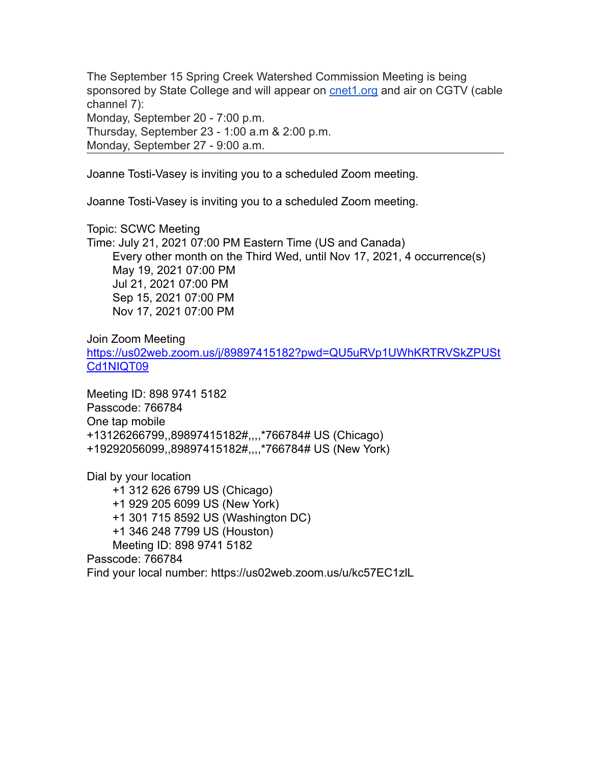The September 15 Spring Creek Watershed Commission Meeting is being sponsored by State College and will appear on [cnet1.org](http://cnet1.org) and air on CGTV (cable channel 7):
Monday, September 20 - 7:00 p.m.
Thursday, September 23 - 1:00 a.m & 2:00 p.m.
Monday, September 27 - 9:00 a.m.

---

Joanne Tosti-Vasey is inviting you to a scheduled Zoom meeting.

Joanne Tosti-Vasey is inviting you to a scheduled Zoom meeting.

Topic: SCWC Meeting
Time: July 21, 2021 07:00 PM Eastern Time (US and Canada)
Every other month on the Third Wed, until Nov 17, 2021, 4 occurrence(s)
May 19, 2021 07:00 PM
Jul 21, 2021 07:00 PM
Sep 15, 2021 07:00 PM
Nov 17, 2021 07:00 PM

Join Zoom Meeting
https://us02web.zoom.us/j/89897415182?pwd=QU5uRVp1UWhKRTRVSkZPUStCd1NIQT09

Meeting ID: 898 9741 5182
Passcode: 766784
One tap mobile
+13126266799,,89897415182#,,,,*766784# US (Chicago)
+19292056099,,89897415182#,,,,*766784# US (New York)

Dial by your location
+1 312 626 6799 US (Chicago)
+1 929 205 6099 US (New York)
+1 301 715 8592 US (Washington DC)
+1 346 248 7799 US (Houston)
Meeting ID: 898 9741 5182
Passcode: 766784
Find your local number: https://us02web.zoom.us/u/kc57EC1zlL